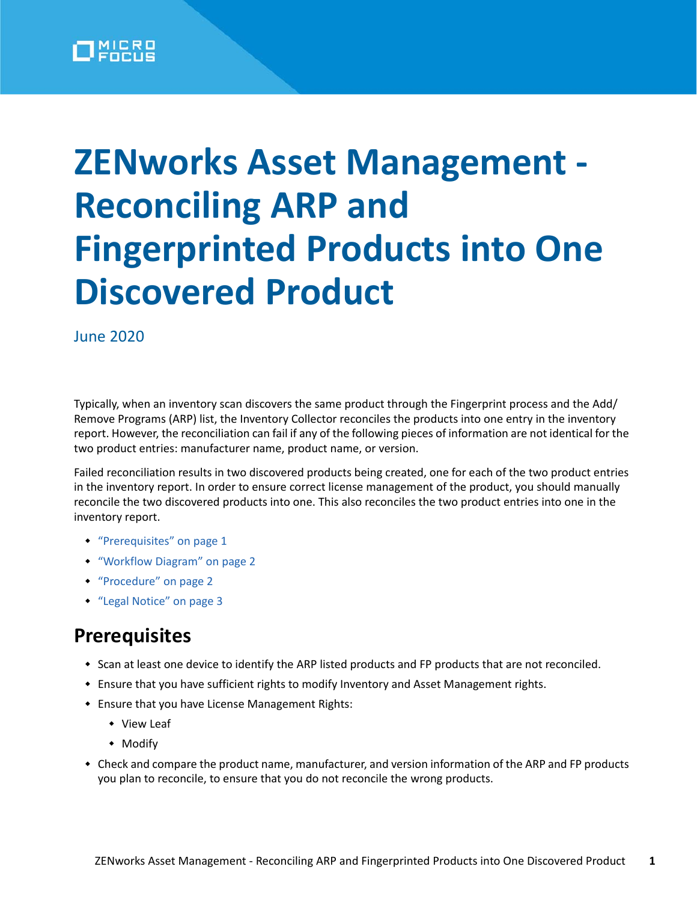# ZENworks Asset Management - Reconciling ARP and Fingerprinted Products into One Discovered Product

June 2020

Typically, when an inventory scan discovers the same product through the Fingerprint process and the Add/Remove Programs (ARP) list, the Inventory Collector reconciles the products into one entry in the inventory report. However, the reconciliation can fail if any of the following pieces of information are not identical for the two product entries: manufacturer name, product name, or version.

Failed reconciliation results in two discovered products being created, one for each of the two product entries in the inventory report. In order to ensure correct license management of the product, you should manually reconcile the two discovered products into one. This also reconciles the two product entries into one in the inventory report.

- "Prerequisites" on page 1
- "Workflow Diagram" on page 2
- "Procedure" on page 2
- "Legal Notice" on page 3

## Prerequisites

- Scan at least one device to identify the ARP listed products and FP products that are not reconciled.
- Ensure that you have sufficient rights to modify Inventory and Asset Management rights.
- Ensure that you have License Management Rights:
  - View Leaf
  - Modify
- Check and compare the product name, manufacturer, and version information of the ARP and FP products you plan to reconcile, to ensure that you do not reconcile the wrong products.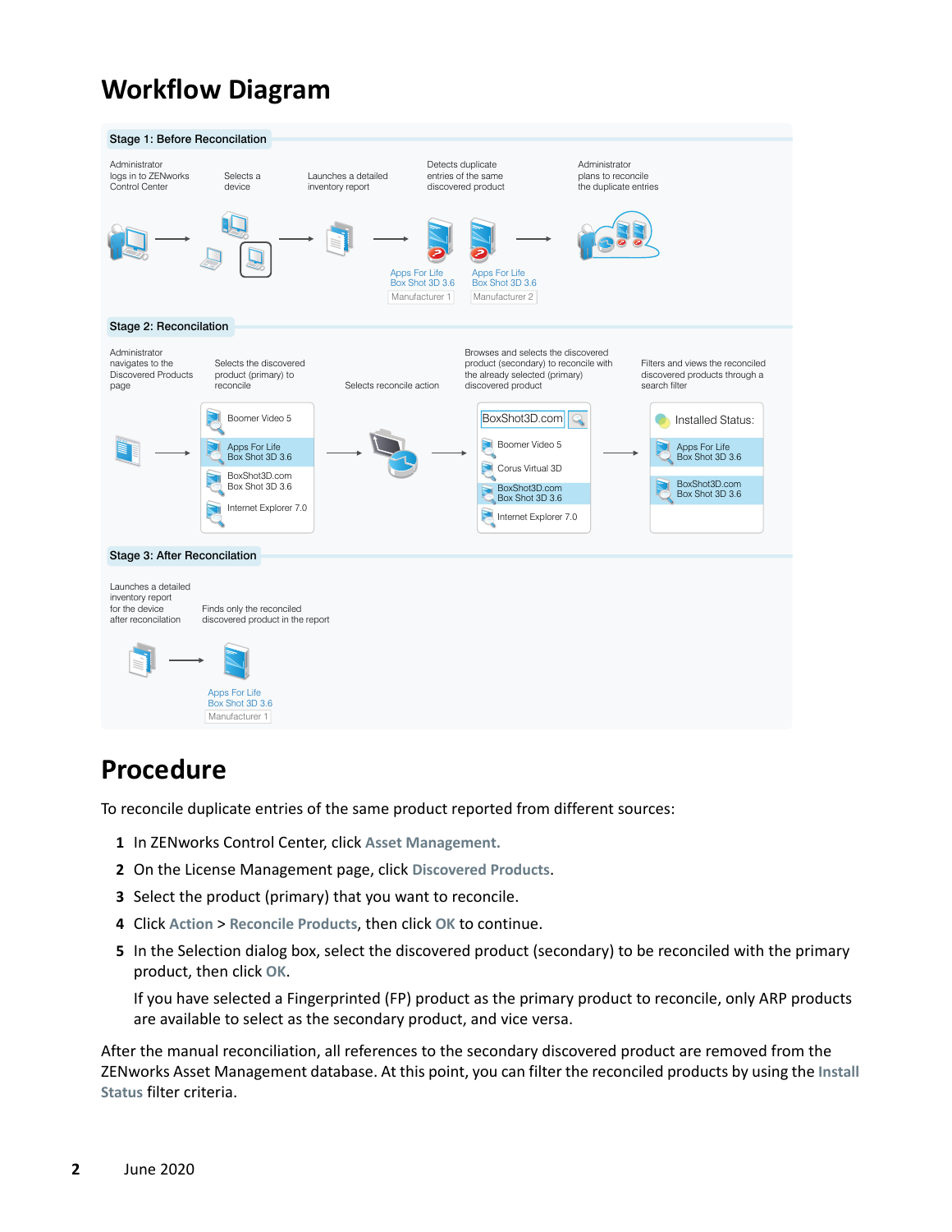## Workflow Diagram

**Stage 1: Before Reconciliation**

Administrator logs in to ZENworks Control Center → Selects a device → Launches a detailed inventory report → Detects duplicate entries of the same discovered product → Administrator plans to reconcile the duplicate entries

Apps For Life Box Shot 3D 3.6 (Manufacturer 1)
Apps For Life Box Shot 3D 3.6 (Manufacturer 2)

**Stage 2: Reconcilation**

Administrator navigates to the Discovered Products page → Selects the discovered product (primary) to reconcile → Selects reconcile action → Browses and selects the discovered product (secondary) to reconcile with the already selected (primary) discovered product → Filters and views the reconciled discovered products through a search filter

Boomer Video 5
Apps For Life Box Shot 3D 3.6
BoxShot3D.com Box Shot 3D 3.6
Internet Explorer 7.0

BoxShot3D.com
Boomer Video 5
Corus Virtual 3D
BoxShot3D.com Box Shot 3D 3.6
Internet Explorer 7.0

Installed Status:
Apps For Life Box Shot 3D 3.6
BoxShot3D.com Box Shot 3D 3.6

**Stage 3: After Reconciliation**

Launches a detailed inventory report for the device after reconciliation → Finds only the reconciled discovered product in the report

Apps For Life Box Shot 3D 3.6 (Manufacturer 1)

## Procedure

To reconcile duplicate entries of the same product reported from different sources:

1. In ZENworks Control Center, click **Asset Management**.
2. On the License Management page, click **Discovered Products**.
3. Select the product (primary) that you want to reconcile.
4. Click **Action** > **Reconcile Products**, then click **OK** to continue.
5. In the Selection dialog box, select the discovered product (secondary) to be reconciled with the primary product, then click **OK**.

   If you have selected a Fingerprinted (FP) product as the primary product to reconcile, only ARP products are available to select as the secondary product, and vice versa.

After the manual reconciliation, all references to the secondary discovered product are removed from the ZENworks Asset Management database. At this point, you can filter the reconciled products by using the **Install Status** filter criteria.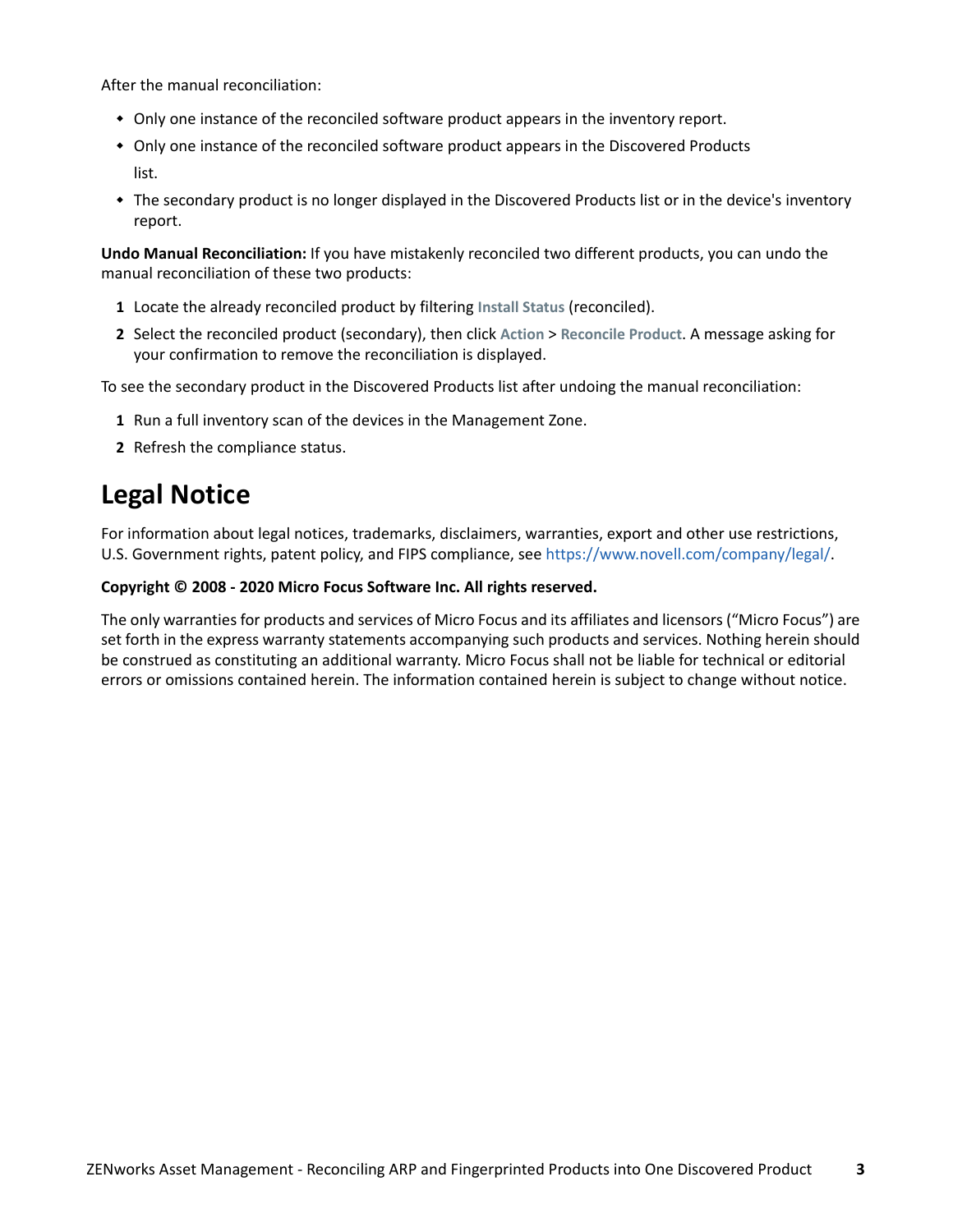After the manual reconciliation:

- Only one instance of the reconciled software product appears in the inventory report.
- Only one instance of the reconciled software product appears in the Discovered Products list.
- The secondary product is no longer displayed in the Discovered Products list or in the device's inventory report.

**Undo Manual Reconciliation:** If you have mistakenly reconciled two different products, you can undo the manual reconciliation of these two products:

1. Locate the already reconciled product by filtering **Install Status** (reconciled).
2. Select the reconciled product (secondary), then click **Action** > **Reconcile Product**. A message asking for your confirmation to remove the reconciliation is displayed.

To see the secondary product in the Discovered Products list after undoing the manual reconciliation:

1. Run a full inventory scan of the devices in the Management Zone.
2. Refresh the compliance status.

## Legal Notice

For information about legal notices, trademarks, disclaimers, warranties, export and other use restrictions, U.S. Government rights, patent policy, and FIPS compliance, see https://www.novell.com/company/legal/.

**Copyright © 2008 - 2020 Micro Focus Software Inc. All rights reserved.**

The only warranties for products and services of Micro Focus and its affiliates and licensors ("Micro Focus") are set forth in the express warranty statements accompanying such products and services. Nothing herein should be construed as constituting an additional warranty. Micro Focus shall not be liable for technical or editorial errors or omissions contained herein. The information contained herein is subject to change without notice.